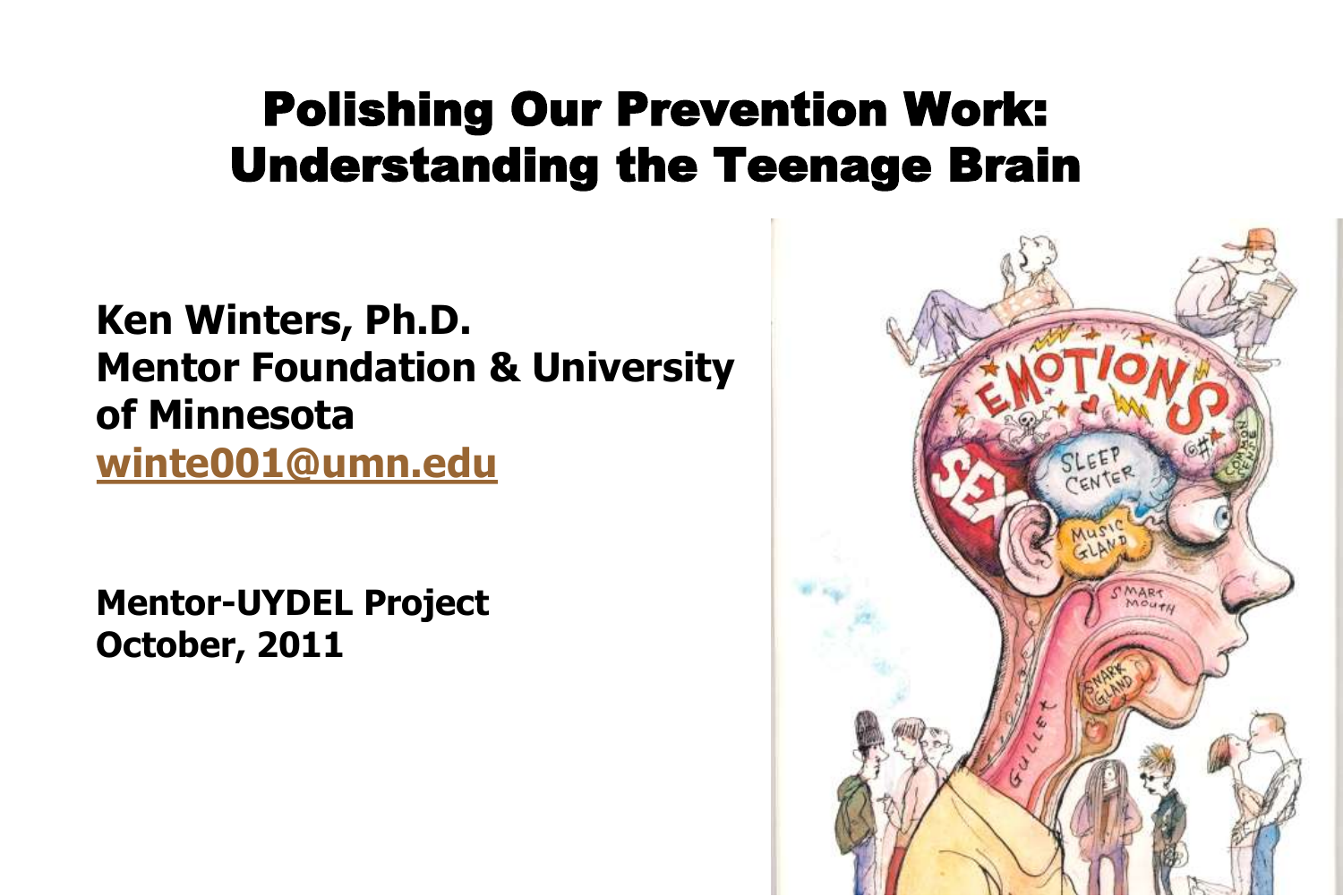# Polishing Our Prevention Work: Understanding the Teenage Brain

**Ken Winters, Ph.D.**
**Mentor Foundation & University of Minnesota**
**winte001@umn.edu**

**Mentor-UYDEL Project**
**October, 2011**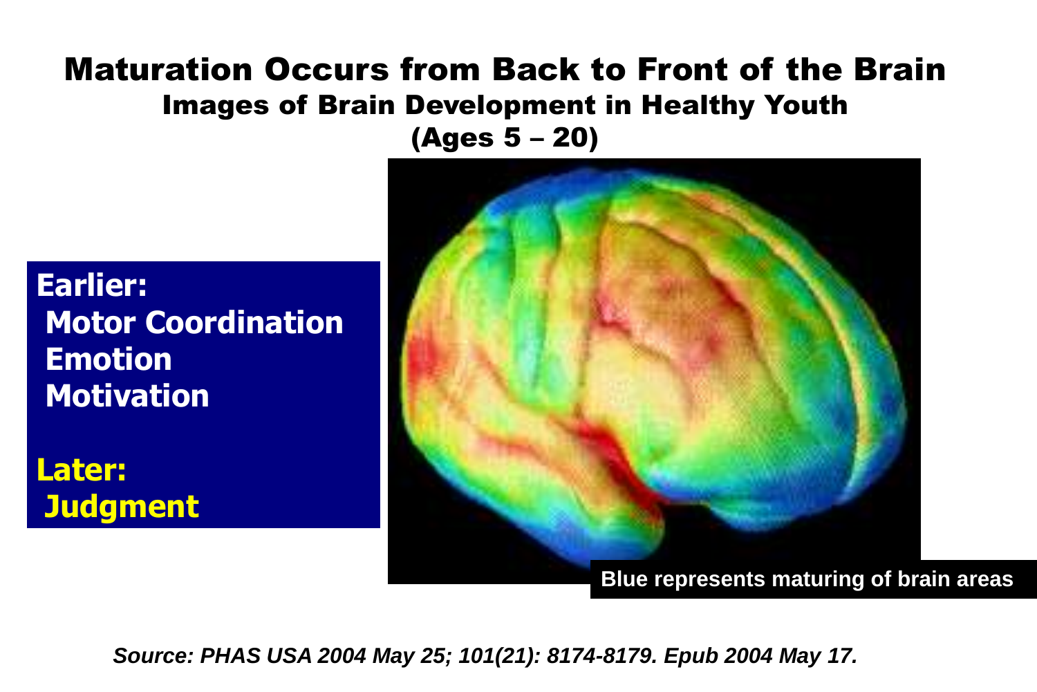# Maturation Occurs from Back to Front of the Brain

## Images of Brain Development in Healthy Youth (Ages 5 – 20)

**Earlier:**
- **Motor Coordination**
- **Emotion**
- **Motivation**

**Later:**
- **Judgment**

**Blue represents maturing of brain areas**

***Source: PHAS USA 2004 May 25; 101(21): 8174-8179. Epub 2004 May 17.***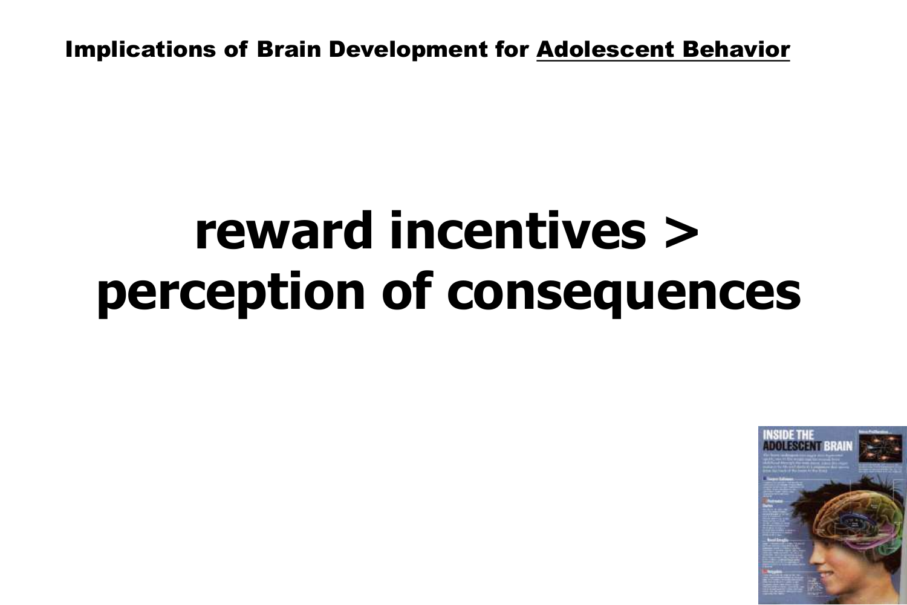Implications of Brain Development for Adolescent Behavior

# reward incentives > perception of consequences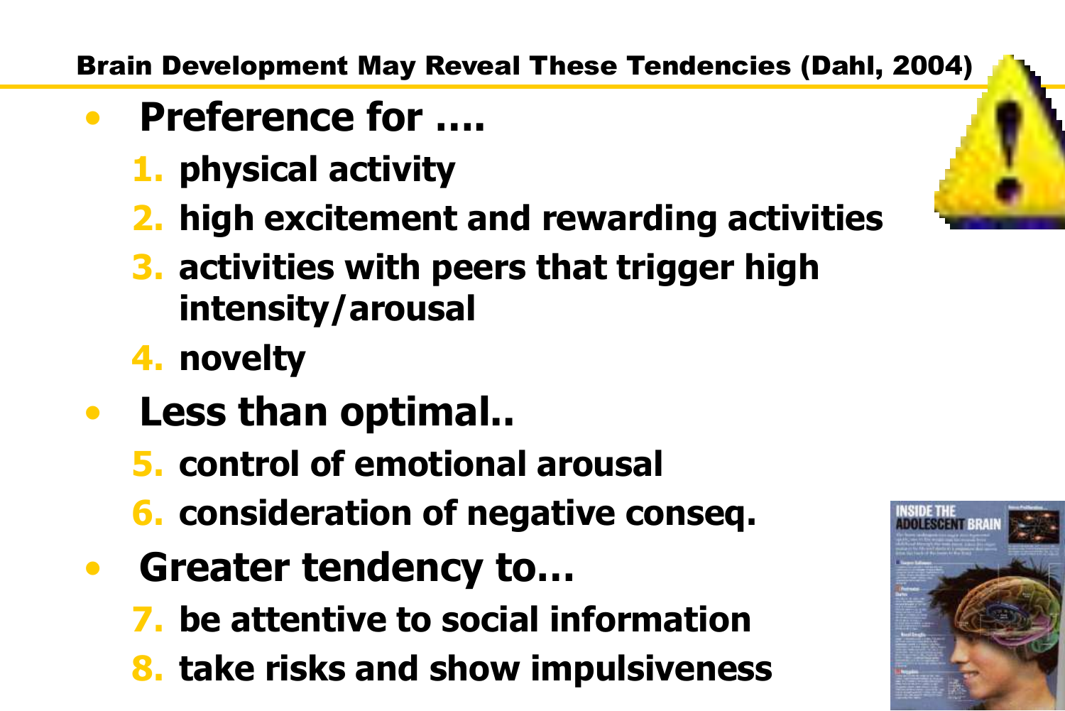## Brain Development May Reveal These Tendencies (Dahl, 2004)

- **Preference for ….**
  1. physical activity
  2. high excitement and rewarding activities
  3. activities with peers that trigger high intensity/arousal
  4. novelty
- **Less than optimal..**
  5. control of emotional arousal
  6. consideration of negative conseq.
- **Greater tendency to…**
  7. be attentive to social information
  8. take risks and show impulsiveness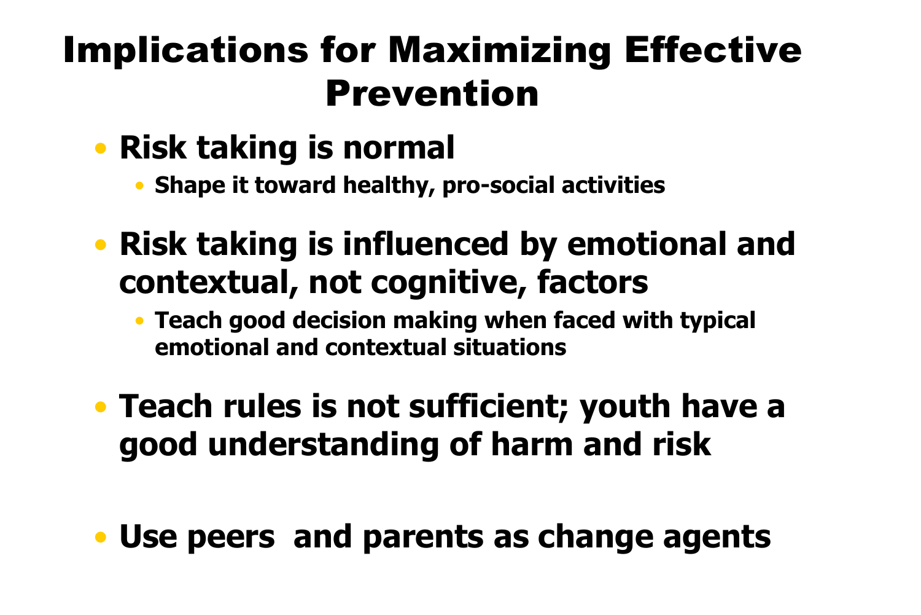# Implications for Maximizing Effective Prevention

- **Risk taking is normal**
  - **Shape it toward healthy, pro-social activities**
- **Risk taking is influenced by emotional and contextual, not cognitive, factors**
  - **Teach good decision making when faced with typical emotional and contextual situations**
- **Teach rules is not sufficient; youth have a good understanding of harm and risk**
- **Use peers and parents as change agents**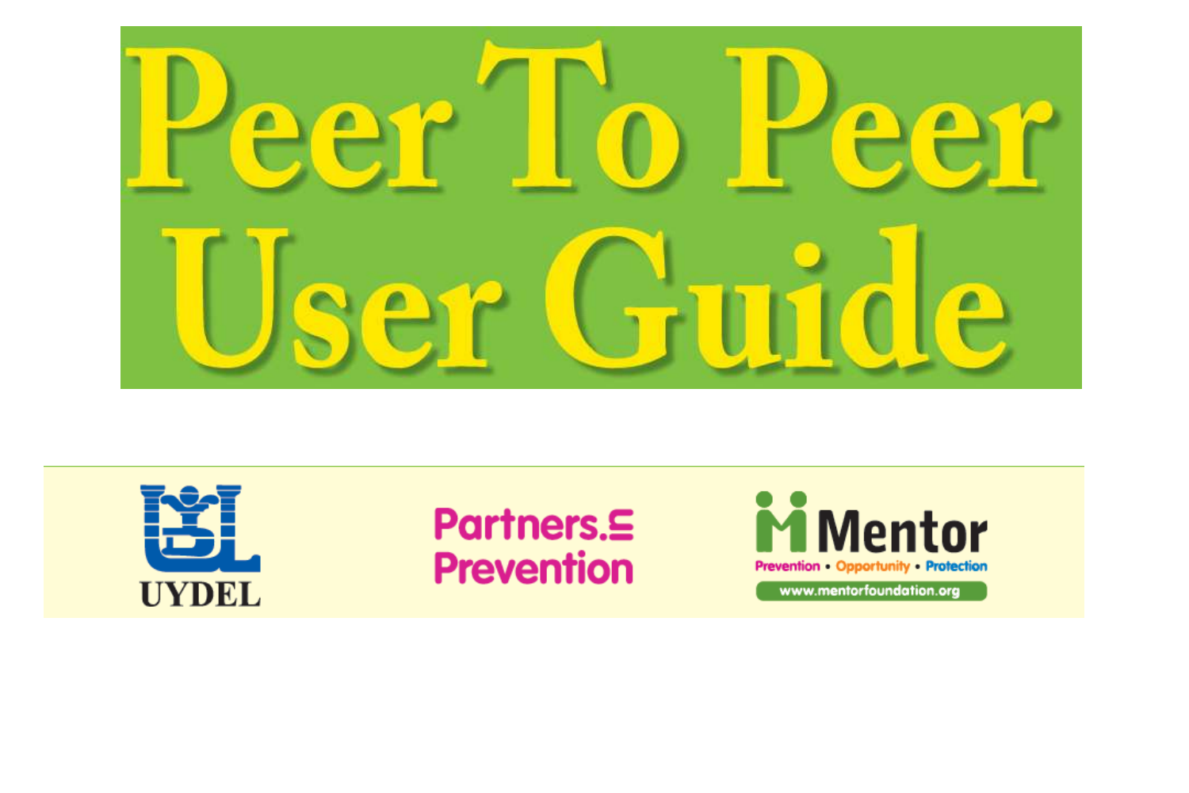# Peer To Peer User Guide

UYDEL

Partners in Prevention

Mentor

Prevention • Opportunity • Protection

www.mentorfoundation.org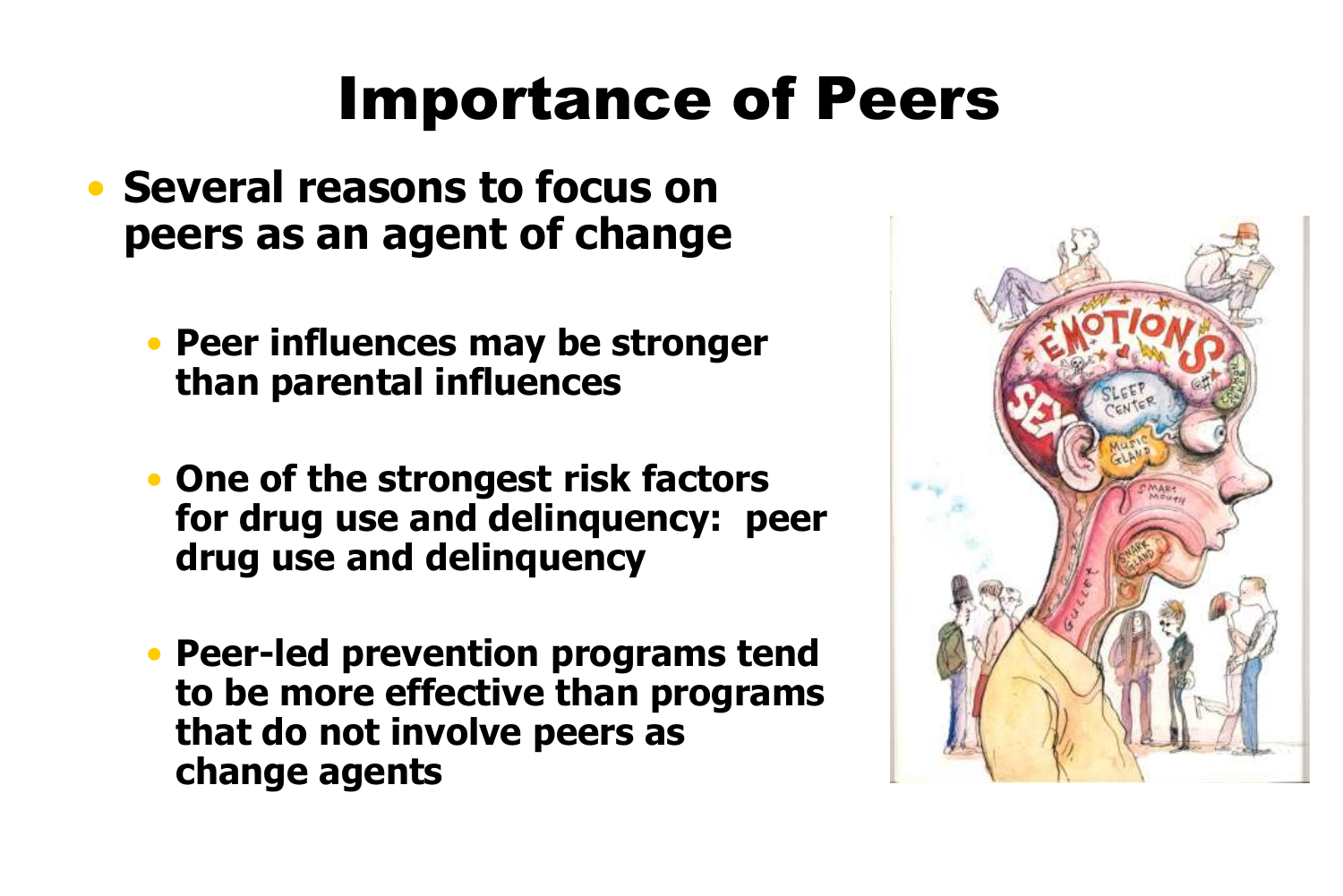# Importance of Peers

- **Several reasons to focus on peers as an agent of change**
  - **Peer influences may be stronger than parental influences**
  - **One of the strongest risk factors for drug use and delinquency: peer drug use and delinquency**
  - **Peer-led prevention programs tend to be more effective than programs that do not involve peers as change agents**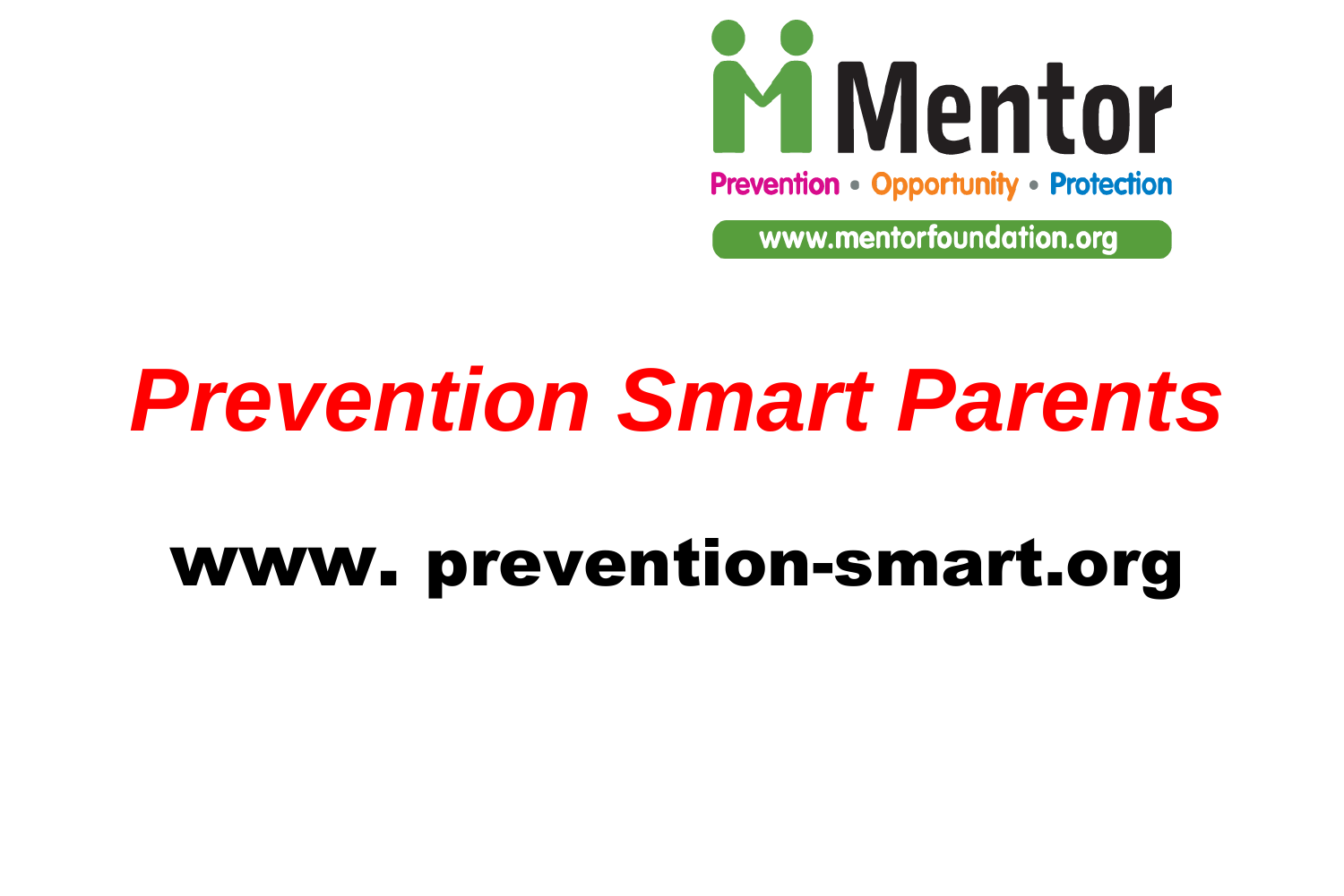Mentor

Prevention • Opportunity • Protection

www.mentorfoundation.org

# *Prevention Smart Parents*

## www. prevention-smart.org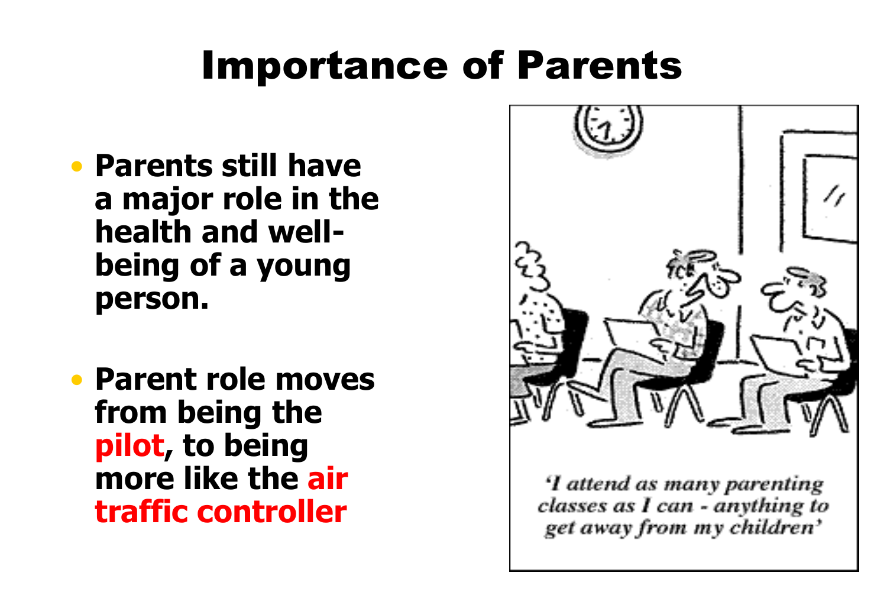# Importance of Parents

- **Parents still have a major role in the health and well-being of a young person.**

- **Parent role moves from being the pilot, to being more like the air traffic controller**

*'I attend as many parenting classes as I can - anything to get away from my children'*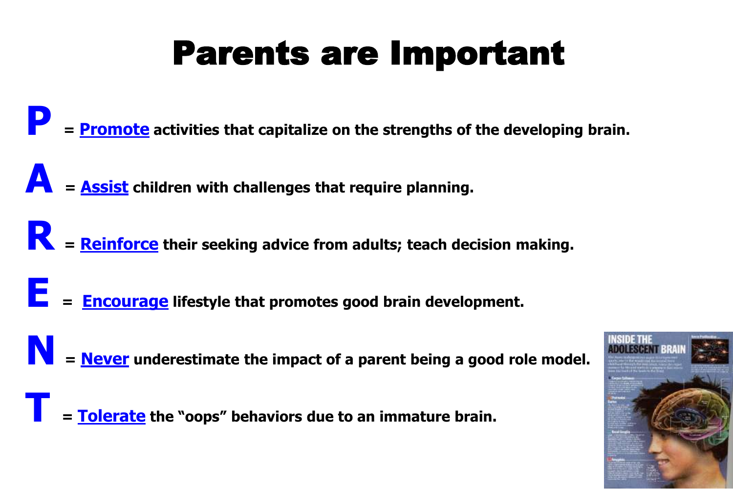# Parents are Important

**P** = **Promote** activities that capitalize on the strengths of the developing brain.

**A** = **Assist** children with challenges that require planning.

**R** = **Reinforce** their seeking advice from adults; teach decision making.

**E** = **Encourage** lifestyle that promotes good brain development.

**N** = **Never** underestimate the impact of a parent being a good role model.

**T** = **Tolerate** the "oops" behaviors due to an immature brain.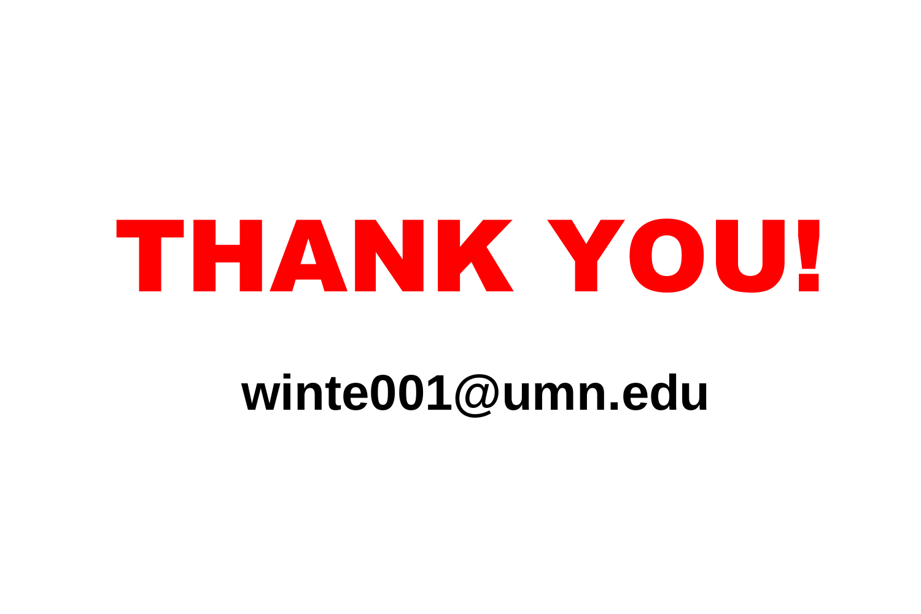# THANK YOU!

**winte001@umn.edu**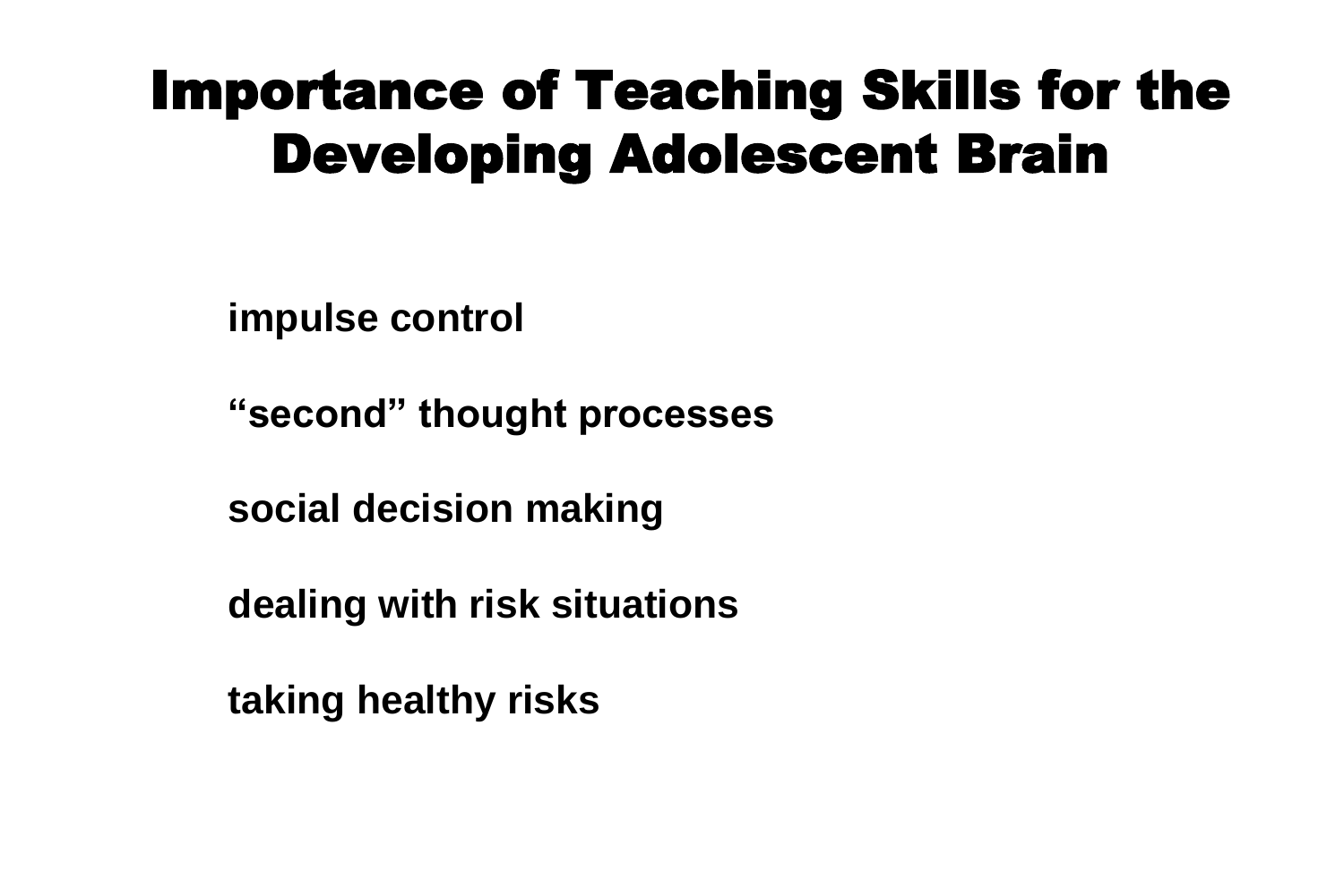# Importance of Teaching Skills for the Developing Adolescent Brain

**impulse control**

**“second” thought processes**

**social decision making**

**dealing with risk situations**

**taking healthy risks**